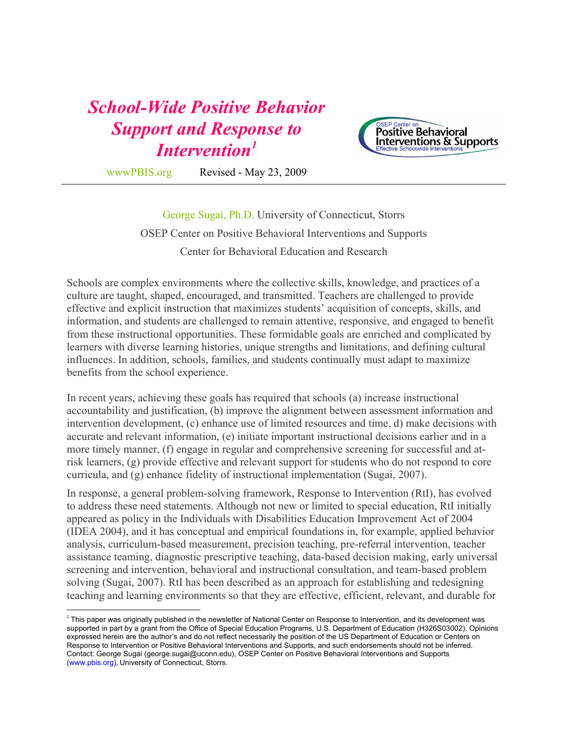# School-Wide Positive Behavior Support and Response to Intervention[1]

wwwPBIS.org Revised - May 23, 2009

George Sugai, Ph.D. University of Connecticut, Storrs
OSEP Center on Positive Behavioral Interventions and Supports
Center for Behavioral Education and Research

Schools are complex environments where the collective skills, knowledge, and practices of a culture are taught, shaped, encouraged, and transmitted. Teachers are challenged to provide effective and explicit instruction that maximizes students' acquisition of concepts, skills, and information, and students are challenged to remain attentive, responsive, and engaged to benefit from these instructional opportunities. These formidable goals are enriched and complicated by learners with diverse learning histories, unique strengths and limitations, and defining cultural influences. In addition, schools, families, and students continually must adapt to maximize benefits from the school experience.

In recent years, achieving these goals has required that schools (a) increase instructional accountability and justification, (b) improve the alignment between assessment information and intervention development, (c) enhance use of limited resources and time, d) make decisions with accurate and relevant information, (e) initiate important instructional decisions earlier and in a more timely manner, (f) engage in regular and comprehensive screening for successful and at-risk learners, (g) provide effective and relevant support for students who do not respond to core curricula, and (g) enhance fidelity of instructional implementation (Sugai, 2007).

In response, a general problem-solving framework, Response to Intervention (RtI), has evolved to address these need statements. Although not new or limited to special education, RtI initially appeared as policy in the Individuals with Disabilities Education Improvement Act of 2004 (IDEA 2004), and it has conceptual and empirical foundations in, for example, applied behavior analysis, curriculum-based measurement, precision teaching, pre-referral intervention, teacher assistance teaming, diagnostic prescriptive teaching, data-based decision making, early universal screening and intervention, behavioral and instructional consultation, and team-based problem solving (Sugai, 2007). RtI has been described as an approach for establishing and redesigning teaching and learning environments so that they are effective, efficient, relevant, and durable for

[1] This paper was originally published in the newsletter of National Center on Response to Intervention, and its development was supported in part by a grant from the Office of Special Education Programs, U.S. Department of Education (H326S03002). Opinions expressed herein are the author's and do not reflect necessarily the position of the US Department of Education or Centers on Response to Intervention or Positive Behavioral Interventions and Supports, and such endorsements should not be inferred. Contact: George Sugai (george.sugai@uconn.edu), OSEP Center on Positive Behavioral Interventions and Supports (www.pbis.org), University of Connecticut, Storrs.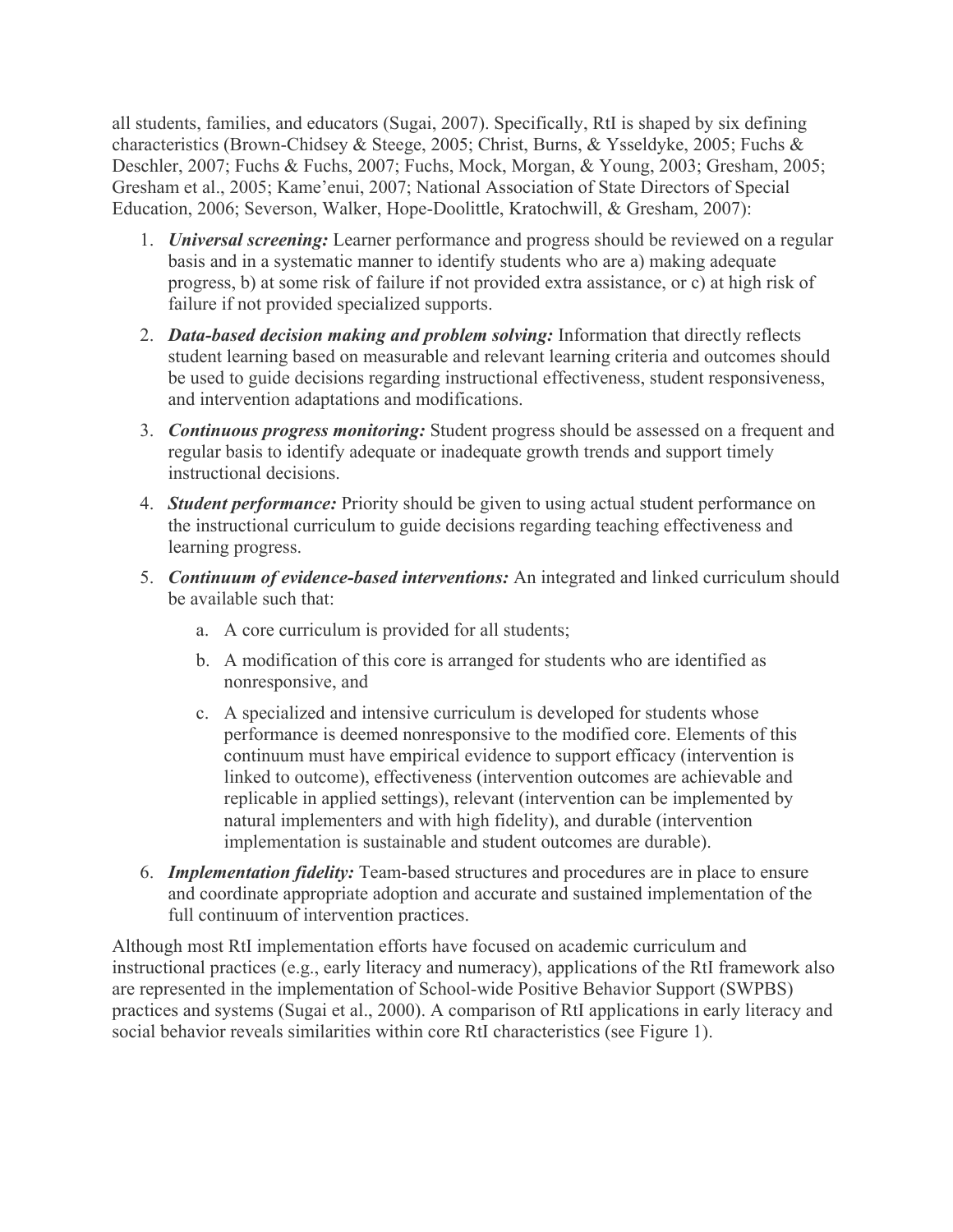all students, families, and educators (Sugai, 2007). Specifically, RtI is shaped by six defining characteristics (Brown-Chidsey & Steege, 2005; Christ, Burns, & Ysseldyke, 2005; Fuchs & Deschler, 2007; Fuchs & Fuchs, 2007; Fuchs, Mock, Morgan, & Young, 2003; Gresham, 2005; Gresham et al., 2005; Kame'enui, 2007; National Association of State Directors of Special Education, 2006; Severson, Walker, Hope-Doolittle, Kratochwill, & Gresham, 2007):

1. ***Universal screening:*** Learner performance and progress should be reviewed on a regular basis and in a systematic manner to identify students who are a) making adequate progress, b) at some risk of failure if not provided extra assistance, or c) at high risk of failure if not provided specialized supports.
2. ***Data-based decision making and problem solving:*** Information that directly reflects student learning based on measurable and relevant learning criteria and outcomes should be used to guide decisions regarding instructional effectiveness, student responsiveness, and intervention adaptations and modifications.
3. ***Continuous progress monitoring:*** Student progress should be assessed on a frequent and regular basis to identify adequate or inadequate growth trends and support timely instructional decisions.
4. ***Student performance:*** Priority should be given to using actual student performance on the instructional curriculum to guide decisions regarding teaching effectiveness and learning progress.
5. ***Continuum of evidence-based interventions:*** An integrated and linked curriculum should be available such that:
    a. A core curriculum is provided for all students;
    b. A modification of this core is arranged for students who are identified as nonresponsive, and
    c. A specialized and intensive curriculum is developed for students whose performance is deemed nonresponsive to the modified core. Elements of this continuum must have empirical evidence to support efficacy (intervention is linked to outcome), effectiveness (intervention outcomes are achievable and replicable in applied settings), relevant (intervention can be implemented by natural implementers and with high fidelity), and durable (intervention implementation is sustainable and student outcomes are durable).
6. ***Implementation fidelity:*** Team-based structures and procedures are in place to ensure and coordinate appropriate adoption and accurate and sustained implementation of the full continuum of intervention practices.

Although most RtI implementation efforts have focused on academic curriculum and instructional practices (e.g., early literacy and numeracy), applications of the RtI framework also are represented in the implementation of School-wide Positive Behavior Support (SWPBS) practices and systems (Sugai et al., 2000). A comparison of RtI applications in early literacy and social behavior reveals similarities within core RtI characteristics (see Figure 1).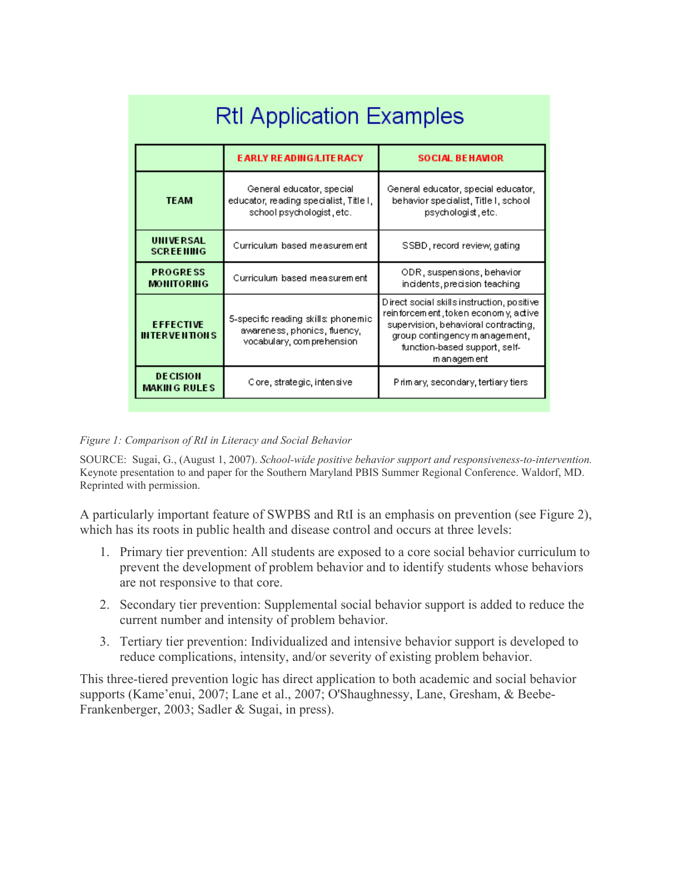## RtI Application Examples

| | EARLY READING/LITERACY | SOCIAL BEHAVIOR |
|---|---|---|
| TEAM | General educator, special educator, reading specialist, Title I, school psychologist, etc. | General educator, special educator, behavior specialist, Title I, school psychologist, etc. |
| UNIVERSAL SCREENING | Curriculum based measurement | SSBD, record review, gating |
| PROGRESS MONITORING | Curriculum based measurement | ODR, suspensions, behavior incidents, precision teaching |
| EFFECTIVE INTERVENTIONS | 5-specific reading skills: phonemic awareness, phonics, fluency, vocabulary, comprehension | Direct social skills instruction, positive reinforcement, token economy, active supervision, behavioral contracting, group contingency management, function-based support, self-management |
| DECISION MAKING RULES | Core, strategic, intensive | Primary, secondary, tertiary tiers |

*Figure 1: Comparison of RtI in Literacy and Social Behavior*

SOURCE: Sugai, G., (August 1, 2007). *School-wide positive behavior support and responsiveness-to-intervention.* Keynote presentation to and paper for the Southern Maryland PBIS Summer Regional Conference. Waldorf, MD. Reprinted with permission.

A particularly important feature of SWPBS and RtI is an emphasis on prevention (see Figure 2), which has its roots in public health and disease control and occurs at three levels:

1. Primary tier prevention: All students are exposed to a core social behavior curriculum to prevent the development of problem behavior and to identify students whose behaviors are not responsive to that core.
2. Secondary tier prevention: Supplemental social behavior support is added to reduce the current number and intensity of problem behavior.
3. Tertiary tier prevention: Individualized and intensive behavior support is developed to reduce complications, intensity, and/or severity of existing problem behavior.

This three-tiered prevention logic has direct application to both academic and social behavior supports (Kame'enui, 2007; Lane et al., 2007; O'Shaughnessy, Lane, Gresham, & Beebe-Frankenberger, 2003; Sadler & Sugai, in press).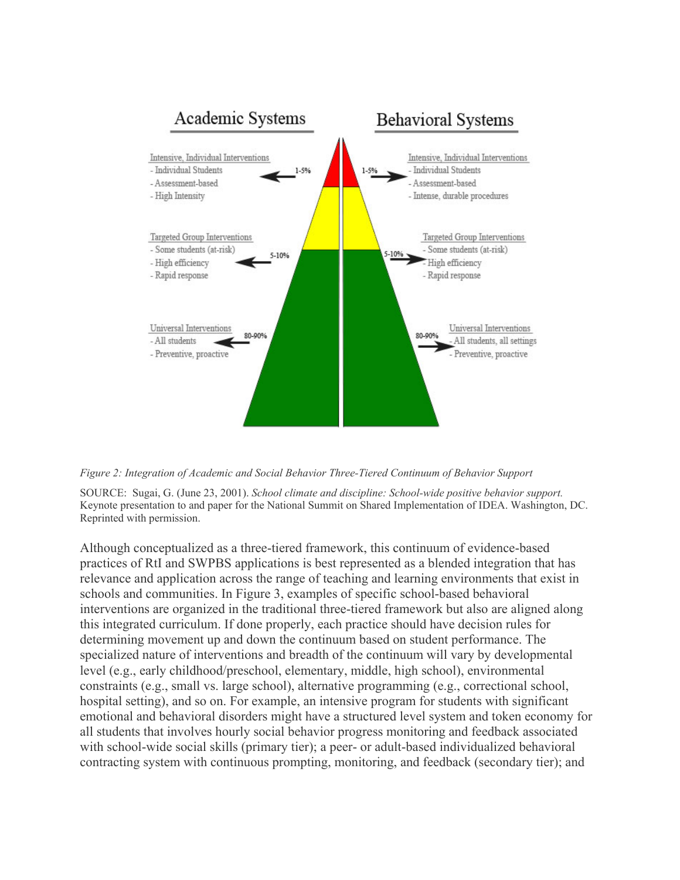**Academic Systems**

Intensive, Individual Interventions (1-5%)
- Individual Students
- Assessment-based
- High Intensity

Targeted Group Interventions (5-10%)
- Some students (at-risk)
- High efficiency
- Rapid response

Universal Interventions (80-90%)
- All students
- Preventive, proactive

**Behavioral Systems**

Intensive, Individual Interventions (1-5%)
- Individual Students
- Assessment-based
- Intense, durable procedures

Targeted Group Interventions (5-10%)
- Some students (at-risk)
- High efficiency
- Rapid response

Universal Interventions (80-90%)
- All students, all settings
- Preventive, proactive

*Figure 2: Integration of Academic and Social Behavior Three-Tiered Continuum of Behavior Support*

SOURCE: Sugai, G. (June 23, 2001). *School climate and discipline: School-wide positive behavior support.* Keynote presentation to and paper for the National Summit on Shared Implementation of IDEA. Washington, DC. Reprinted with permission.

Although conceptualized as a three-tiered framework, this continuum of evidence-based practices of RtI and SWPBS applications is best represented as a blended integration that has relevance and application across the range of teaching and learning environments that exist in schools and communities. In Figure 3, examples of specific school-based behavioral interventions are organized in the traditional three-tiered framework but also are aligned along this integrated curriculum. If done properly, each practice should have decision rules for determining movement up and down the continuum based on student performance. The specialized nature of interventions and breadth of the continuum will vary by developmental level (e.g., early childhood/preschool, elementary, middle, high school), environmental constraints (e.g., small vs. large school), alternative programming (e.g., correctional school, hospital setting), and so on. For example, an intensive program for students with significant emotional and behavioral disorders might have a structured level system and token economy for all students that involves hourly social behavior progress monitoring and feedback associated with school-wide social skills (primary tier); a peer- or adult-based individualized behavioral contracting system with continuous prompting, monitoring, and feedback (secondary tier); and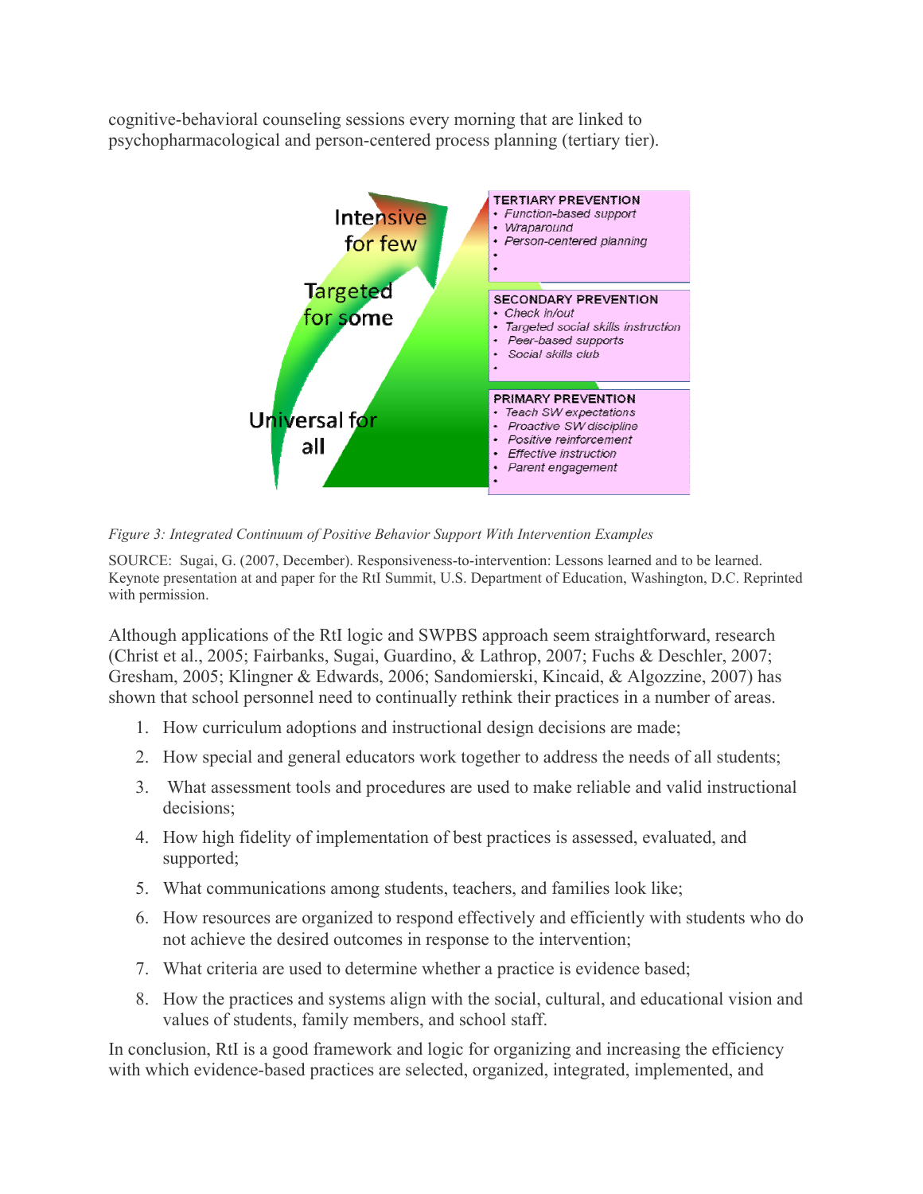cognitive-behavioral counseling sessions every morning that are linked to psychopharmacological and person-centered process planning (tertiary tier).

*Figure 3: Integrated Continuum of Positive Behavior Support With Intervention Examples*

SOURCE: Sugai, G. (2007, December). Responsiveness-to-intervention: Lessons learned and to be learned. Keynote presentation at and paper for the RtI Summit, U.S. Department of Education, Washington, D.C. Reprinted with permission.

Although applications of the RtI logic and SWPBS approach seem straightforward, research (Christ et al., 2005; Fairbanks, Sugai, Guardino, & Lathrop, 2007; Fuchs & Deschler, 2007; Gresham, 2005; Klingner & Edwards, 2006; Sandomierski, Kincaid, & Algozzine, 2007) has shown that school personnel need to continually rethink their practices in a number of areas.

1. How curriculum adoptions and instructional design decisions are made;
2. How special and general educators work together to address the needs of all students;
3. What assessment tools and procedures are used to make reliable and valid instructional decisions;
4. How high fidelity of implementation of best practices is assessed, evaluated, and supported;
5. What communications among students, teachers, and families look like;
6. How resources are organized to respond effectively and efficiently with students who do not achieve the desired outcomes in response to the intervention;
7. What criteria are used to determine whether a practice is evidence based;
8. How the practices and systems align with the social, cultural, and educational vision and values of students, family members, and school staff.

In conclusion, RtI is a good framework and logic for organizing and increasing the efficiency with which evidence-based practices are selected, organized, integrated, implemented, and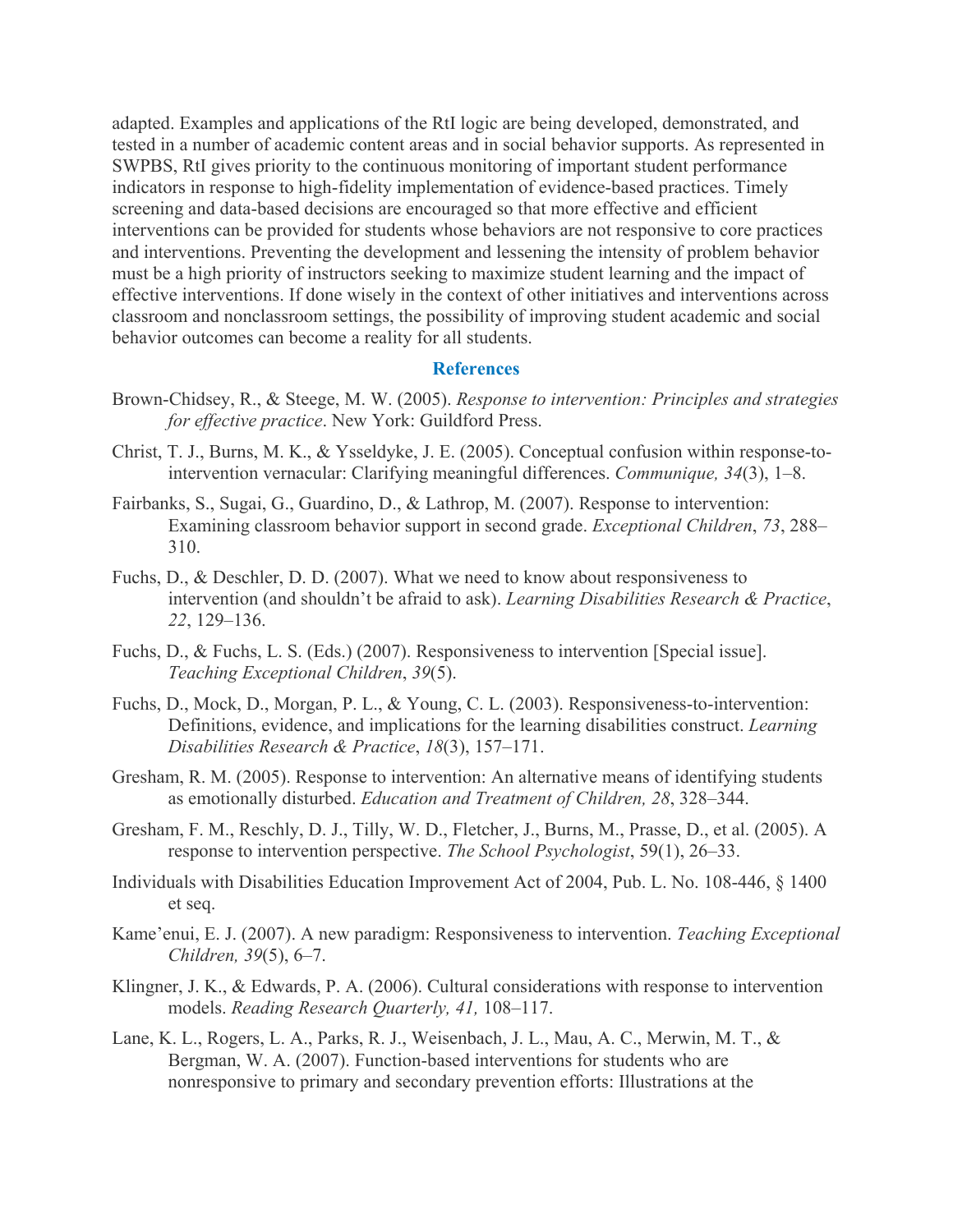adapted. Examples and applications of the RtI logic are being developed, demonstrated, and tested in a number of academic content areas and in social behavior supports. As represented in SWPBS, RtI gives priority to the continuous monitoring of important student performance indicators in response to high-fidelity implementation of evidence-based practices. Timely screening and data-based decisions are encouraged so that more effective and efficient interventions can be provided for students whose behaviors are not responsive to core practices and interventions. Preventing the development and lessening the intensity of problem behavior must be a high priority of instructors seeking to maximize student learning and the impact of effective interventions. If done wisely in the context of other initiatives and interventions across classroom and nonclassroom settings, the possibility of improving student academic and social behavior outcomes can become a reality for all students.

## References

Brown-Chidsey, R., & Steege, M. W. (2005). *Response to intervention: Principles and strategies for effective practice*. New York: Guildford Press.

Christ, T. J., Burns, M. K., & Ysseldyke, J. E. (2005). Conceptual confusion within response-to-intervention vernacular: Clarifying meaningful differences. *Communique, 34*(3), 1–8.

Fairbanks, S., Sugai, G., Guardino, D., & Lathrop, M. (2007). Response to intervention: Examining classroom behavior support in second grade. *Exceptional Children*, *73*, 288–310.

Fuchs, D., & Deschler, D. D. (2007). What we need to know about responsiveness to intervention (and shouldn't be afraid to ask). *Learning Disabilities Research & Practice*, *22*, 129–136.

Fuchs, D., & Fuchs, L. S. (Eds.) (2007). Responsiveness to intervention [Special issue]. *Teaching Exceptional Children*, *39*(5).

Fuchs, D., Mock, D., Morgan, P. L., & Young, C. L. (2003). Responsiveness-to-intervention: Definitions, evidence, and implications for the learning disabilities construct. *Learning Disabilities Research & Practice*, *18*(3), 157–171.

Gresham, R. M. (2005). Response to intervention: An alternative means of identifying students as emotionally disturbed. *Education and Treatment of Children, 28*, 328–344.

Gresham, F. M., Reschly, D. J., Tilly, W. D., Fletcher, J., Burns, M., Prasse, D., et al. (2005). A response to intervention perspective. *The School Psychologist*, 59(1), 26–33.

Individuals with Disabilities Education Improvement Act of 2004, Pub. L. No. 108-446, § 1400 et seq.

Kame'enui, E. J. (2007). A new paradigm: Responsiveness to intervention. *Teaching Exceptional Children, 39*(5), 6–7.

Klingner, J. K., & Edwards, P. A. (2006). Cultural considerations with response to intervention models. *Reading Research Quarterly, 41,* 108–117.

Lane, K. L., Rogers, L. A., Parks, R. J., Weisenbach, J. L., Mau, A. C., Merwin, M. T., & Bergman, W. A. (2007). Function-based interventions for students who are nonresponsive to primary and secondary prevention efforts: Illustrations at the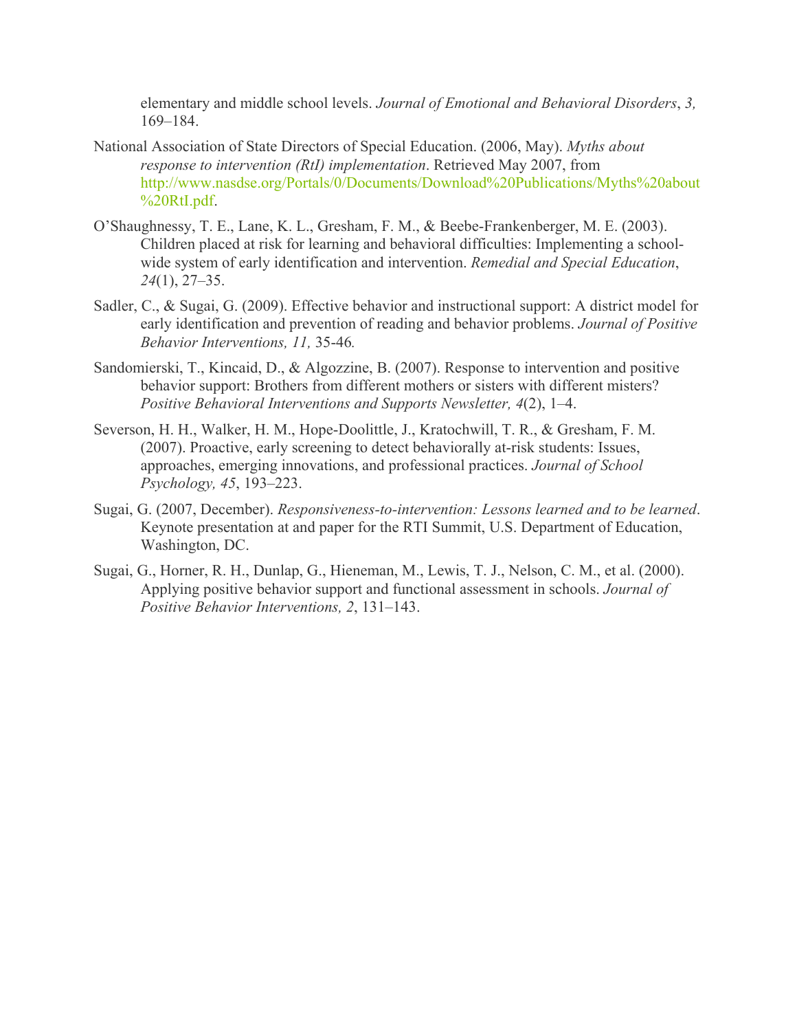elementary and middle school levels. *Journal of Emotional and Behavioral Disorders*, *3,* 169–184.

National Association of State Directors of Special Education. (2006, May). *Myths about response to intervention (RtI) implementation*. Retrieved May 2007, from http://www.nasdse.org/Portals/0/Documents/Download%20Publications/Myths%20about%20RtI.pdf.

O'Shaughnessy, T. E., Lane, K. L., Gresham, F. M., & Beebe-Frankenberger, M. E. (2003). Children placed at risk for learning and behavioral difficulties: Implementing a school-wide system of early identification and intervention. *Remedial and Special Education*, *24*(1), 27–35.

Sadler, C., & Sugai, G. (2009). Effective behavior and instructional support: A district model for early identification and prevention of reading and behavior problems. *Journal of Positive Behavior Interventions, 11,* 35-46*.*

Sandomierski, T., Kincaid, D., & Algozzine, B. (2007). Response to intervention and positive behavior support: Brothers from different mothers or sisters with different misters? *Positive Behavioral Interventions and Supports Newsletter, 4*(2), 1–4.

Severson, H. H., Walker, H. M., Hope-Doolittle, J., Kratochwill, T. R., & Gresham, F. M. (2007). Proactive, early screening to detect behaviorally at-risk students: Issues, approaches, emerging innovations, and professional practices. *Journal of School Psychology, 45*, 193–223.

Sugai, G. (2007, December). *Responsiveness-to-intervention: Lessons learned and to be learned*. Keynote presentation at and paper for the RTI Summit, U.S. Department of Education, Washington, DC.

Sugai, G., Horner, R. H., Dunlap, G., Hieneman, M., Lewis, T. J., Nelson, C. M., et al. (2000). Applying positive behavior support and functional assessment in schools. *Journal of Positive Behavior Interventions, 2*, 131–143.